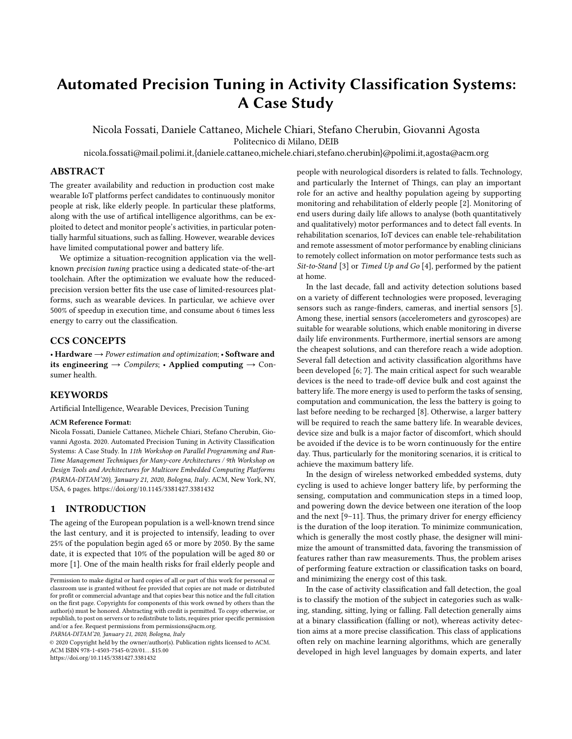# Automated Precision Tuning in Activity Classification Systems: A Case Study

Nicola Fossati, Daniele Cattaneo, Michele Chiari, Stefano Cherubin, Giovanni Agosta
Politecnico di Milano, DEIB
nicola.fossati@mail.polimi.it,{daniele.cattaneo,michele.chiari,stefano.cherubin}@polimi.it,agosta@acm.org

## ABSTRACT

The greater availability and reduction in production cost make wearable IoT platforms perfect candidates to continuously monitor people at risk, like elderly people. In particular these platforms, along with the use of artifical intelligence algorithms, can be exploited to detect and monitor people's activities, in particular potentially harmful situations, such as falling. However, wearable devices have limited computational power and battery life.

We optimize a situation-recognition application via the well-known *precision tuning* practice using a dedicated state-of-the-art toolchain. After the optimization we evaluate how the reduced-precision version better fits the use case of limited-resources platforms, such as wearable devices. In particular, we achieve over 500% of speedup in execution time, and consume about 6 times less energy to carry out the classification.

## CCS CONCEPTS

• **Hardware** → *Power estimation and optimization*; • **Software and its engineering** → *Compilers*; • **Applied computing** → Consumer health.

## KEYWORDS

Artificial Intelligence, Wearable Devices, Precision Tuning

**ACM Reference Format:**
Nicola Fossati, Daniele Cattaneo, Michele Chiari, Stefano Cherubin, Giovanni Agosta. 2020. Automated Precision Tuning in Activity Classification Systems: A Case Study. In *11th Workshop on Parallel Programming and Run-Time Management Techniques for Many-core Architectures / 9th Workshop on Design Tools and Architectures for Multicore Embedded Computing Platforms (PARMA-DITAM'20), January 21, 2020, Bologna, Italy*. ACM, New York, NY, USA, 6 pages. https://doi.org/10.1145/3381427.3381432

## 1 INTRODUCTION

The ageing of the European population is a well-known trend since the last century, and it is projected to intensify, leading to over 25% of the population begin aged 65 or more by 2050. By the same date, it is expected that 10% of the population will be aged 80 or more [1]. One of the main health risks for frail elderly people and people with neurological disorders is related to falls. Technology, and particularly the Internet of Things, can play an important role for an active and healthy population ageing by supporting monitoring and rehabilitation of elderly people [2]. Monitoring of end users during daily life allows to analyse (both quantitatively and qualitatively) motor performances and to detect fall events. In rehabilitation scenarios, IoT devices can enable tele-rehabilitation and remote assessment of motor performance by enabling clinicians to remotely collect information on motor performance tests such as *Sit-to-Stand* [3] or *Timed Up and Go* [4], performed by the patient at home.

In the last decade, fall and activity detection solutions based on a variety of different technologies were proposed, leveraging sensors such as range-finders, cameras, and inertial sensors [5]. Among these, inertial sensors (accelerometers and gyroscopes) are suitable for wearable solutions, which enable monitoring in diverse daily life environments. Furthermore, inertial sensors are among the cheapest solutions, and can therefore reach a wide adoption. Several fall detection and activity classification algorithms have been developed [6; 7]. The main critical aspect for such wearable devices is the need to trade-off device bulk and cost against the battery life. The more energy is used to perform the tasks of sensing, computation and communication, the less the battery is going to last before needing to be recharged [8]. Otherwise, a larger battery will be required to reach the same battery life. In wearable devices, device size and bulk is a major factor of discomfort, which should be avoided if the device is to be worn continuously for the entire day. Thus, particularly for the monitoring scenarios, it is critical to achieve the maximum battery life.

In the design of wireless networked embedded systems, duty cycling is used to achieve longer battery life, by performing the sensing, computation and communication steps in a timed loop, and powering down the device between one iteration of the loop and the next [9–11]. Thus, the primary driver for energy efficiency is the duration of the loop iteration. To minimize communication, which is generally the most costly phase, the designer will minimize the amount of transmitted data, favoring the transmission of features rather than raw measurements. Thus, the problem arises of performing feature extraction or classification tasks on board, and minimizing the energy cost of this task.

In the case of activity classification and fall detection, the goal is to classify the motion of the subject in categories such as walking, standing, sitting, lying or falling. Fall detection generally aims at a binary classification (falling or not), whereas activity detection aims at a more precise classification. This class of applications often rely on machine learning algorithms, which are generally developed in high level languages by domain experts, and later

Permission to make digital or hard copies of all or part of this work for personal or classroom use is granted without fee provided that copies are not made or distributed for profit or commercial advantage and that copies bear this notice and the full citation on the first page. Copyrights for components of this work owned by others than the author(s) must be honored. Abstracting with credit is permitted. To copy otherwise, or republish, to post on servers or to redistribute to lists, requires prior specific permission and/or a fee. Request permissions from permissions@acm.org.
*PARMA-DITAM'20, January 21, 2020, Bologna, Italy*
© 2020 Copyright held by the owner/author(s). Publication rights licensed to ACM.
ACM ISBN 978-1-4503-7545-0/20/01...$15.00
https://doi.org/10.1145/3381427.3381432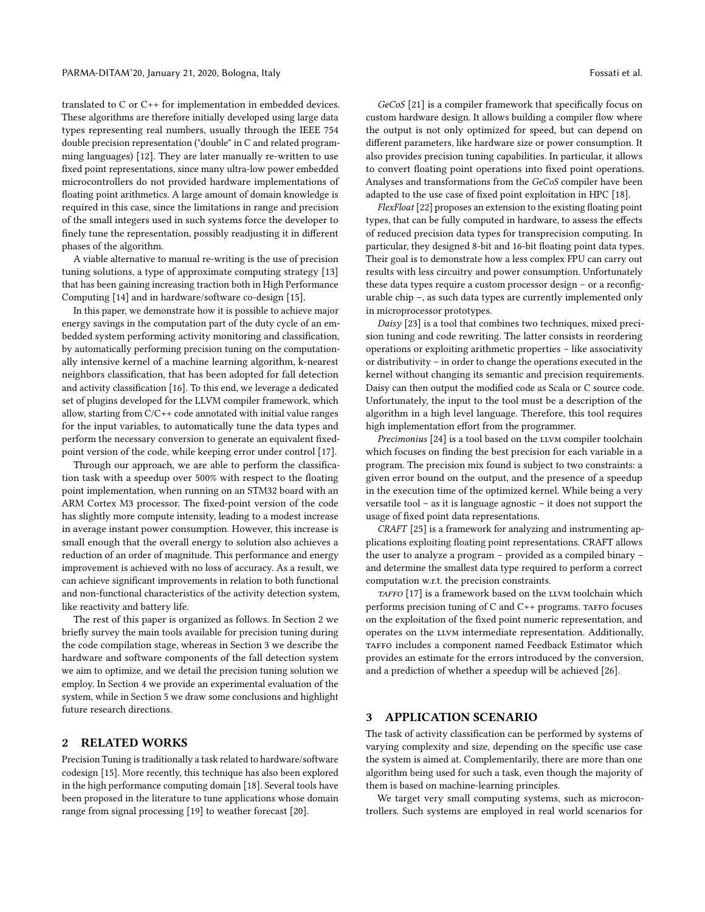translated to C or C++ for implementation in embedded devices. These algorithms are therefore initially developed using large data types representing real numbers, usually through the IEEE 754 double precision representation ("double" in C and related programming languages) [12]. They are later manually re-written to use fixed point representations, since many ultra-low power embedded microcontrollers do not provided hardware implementations of floating point arithmetics. A large amount of domain knowledge is required in this case, since the limitations in range and precision of the small integers used in such systems force the developer to finely tune the representation, possibly readjusting it in different phases of the algorithm.

A viable alternative to manual re-writing is the use of precision tuning solutions, a type of approximate computing strategy [13] that has been gaining increasing traction both in High Performance Computing [14] and in hardware/software co-design [15].

In this paper, we demonstrate how it is possible to achieve major energy savings in the computation part of the duty cycle of an embedded system performing activity monitoring and classification, by automatically performing precision tuning on the computationally intensive kernel of a machine learning algorithm, k-nearest neighbors classification, that has been adopted for fall detection and activity classification [16]. To this end, we leverage a dedicated set of plugins developed for the LLVM compiler framework, which allow, starting from C/C++ code annotated with initial value ranges for the input variables, to automatically tune the data types and perform the necessary conversion to generate an equivalent fixed-point version of the code, while keeping error under control [17].

Through our approach, we are able to perform the classification task with a speedup over 500% with respect to the floating point implementation, when running on an STM32 board with an ARM Cortex M3 processor. The fixed-point version of the code has slightly more compute intensity, leading to a modest increase in average instant power consumption. However, this increase is small enough that the overall energy to solution also achieves a reduction of an order of magnitude. This performance and energy improvement is achieved with no loss of accuracy. As a result, we can achieve significant improvements in relation to both functional and non-functional characteristics of the activity detection system, like reactivity and battery life.

The rest of this paper is organized as follows. In Section 2 we briefly survey the main tools available for precision tuning during the code compilation stage, whereas in Section 3 we describe the hardware and software components of the fall detection system we aim to optimize, and we detail the precision tuning solution we employ. In Section 4 we provide an experimental evaluation of the system, while in Section 5 we draw some conclusions and highlight future research directions.

## 2 RELATED WORKS

Precision Tuning is traditionally a task related to hardware/software codesign [15]. More recently, this technique has also been explored in the high performance computing domain [18]. Several tools have been proposed in the literature to tune applications whose domain range from signal processing [19] to weather forecast [20].

*GeCoS* [21] is a compiler framework that specifically focus on custom hardware design. It allows building a compiler flow where the output is not only optimized for speed, but can depend on different parameters, like hardware size or power consumption. It also provides precision tuning capabilities. In particular, it allows to convert floating point operations into fixed point operations. Analyses and transformations from the *GeCoS* compiler have been adapted to the use case of fixed point exploitation in HPC [18].

*FlexFloat* [22] proposes an extension to the existing floating point types, that can be fully computed in hardware, to assess the effects of reduced precision data types for transprecision computing. In particular, they designed 8-bit and 16-bit floating point data types. Their goal is to demonstrate how a less complex FPU can carry out results with less circuitry and power consumption. Unfortunately these data types require a custom processor design – or a reconfigurable chip –, as such data types are currently implemented only in microprocessor prototypes.

*Daisy* [23] is a tool that combines two techniques, mixed precision tuning and code rewriting. The latter consists in reordering operations or exploiting arithmetic properties – like associativity or distributivity – in order to change the operations executed in the kernel without changing its semantic and precision requirements. Daisy can then output the modified code as Scala or C source code. Unfortunately, the input to the tool must be a description of the algorithm in a high level language. Therefore, this tool requires high implementation effort from the programmer.

*Precimonius* [24] is a tool based on the LLVM compiler toolchain which focuses on finding the best precision for each variable in a program. The precision mix found is subject to two constraints: a given error bound on the output, and the presence of a speedup in the execution time of the optimized kernel. While being a very versatile tool – as it is language agnostic – it does not support the usage of fixed point data representations.

*CRAFT* [25] is a framework for analyzing and instrumenting applications exploiting floating point representations. CRAFT allows the user to analyze a program – provided as a compiled binary – and determine the smallest data type required to perform a correct computation w.r.t. the precision constraints.

*TAFFO* [17] is a framework based on the LLVM toolchain which performs precision tuning of C and C++ programs. TAFFO focuses on the exploitation of the fixed point numeric representation, and operates on the LLVM intermediate representation. Additionally, TAFFO includes a component named Feedback Estimator which provides an estimate for the errors introduced by the conversion, and a prediction of whether a speedup will be achieved [26].

## 3 APPLICATION SCENARIO

The task of activity classification can be performed by systems of varying complexity and size, depending on the specific use case the system is aimed at. Complementarily, there are more than one algorithm being used for such a task, even though the majority of them is based on machine-learning principles.

We target very small computing systems, such as microcontrollers. Such systems are employed in real world scenarios for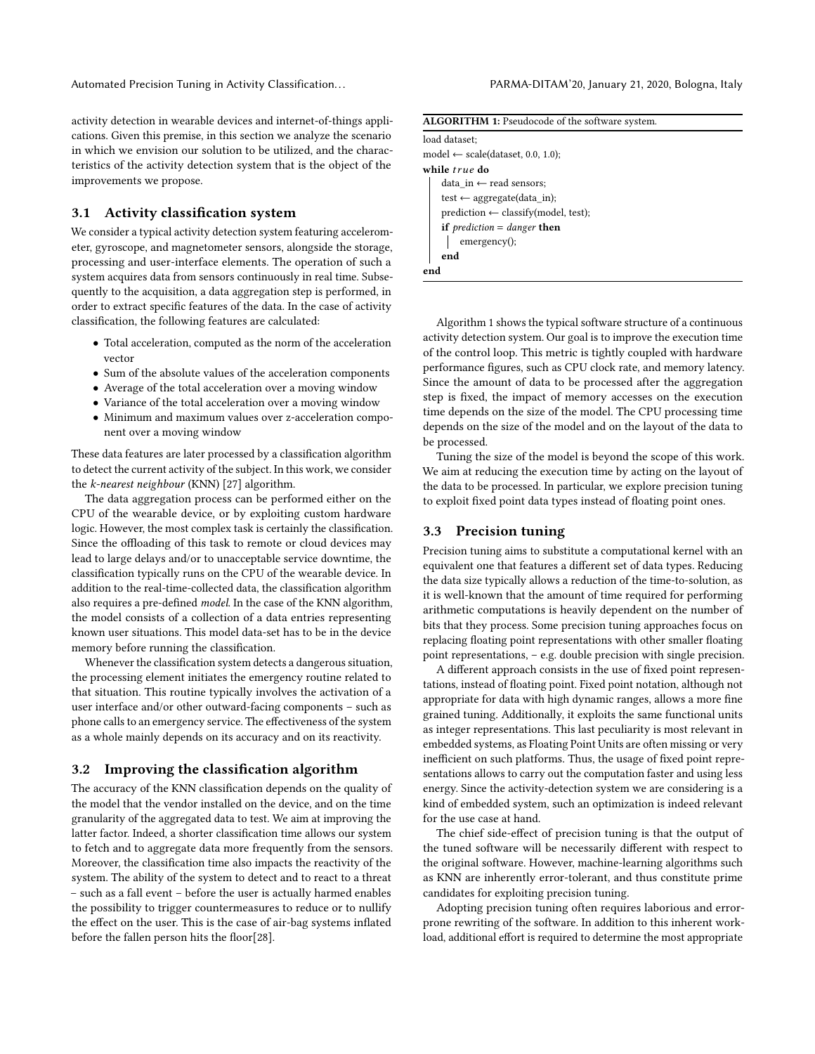activity detection in wearable devices and internet-of-things applications. Given this premise, in this section we analyze the scenario in which we envision our solution to be utilized, and the characteristics of the activity detection system that is the object of the improvements we propose.

## 3.1 Activity classification system

We consider a typical activity detection system featuring accelerometer, gyroscope, and magnetometer sensors, alongside the storage, processing and user-interface elements. The operation of such a system acquires data from sensors continuously in real time. Subsequently to the acquisition, a data aggregation step is performed, in order to extract specific features of the data. In the case of activity classification, the following features are calculated:

- Total acceleration, computed as the norm of the acceleration vector
- Sum of the absolute values of the acceleration components
- Average of the total acceleration over a moving window
- Variance of the total acceleration over a moving window
- Minimum and maximum values over z-acceleration component over a moving window

These data features are later processed by a classification algorithm to detect the current activity of the subject. In this work, we consider the *k-nearest neighbour* (KNN) [27] algorithm.

The data aggregation process can be performed either on the CPU of the wearable device, or by exploiting custom hardware logic. However, the most complex task is certainly the classification. Since the offloading of this task to remote or cloud devices may lead to large delays and/or to unacceptable service downtime, the classification typically runs on the CPU of the wearable device. In addition to the real-time-collected data, the classification algorithm also requires a pre-defined *model*. In the case of the KNN algorithm, the model consists of a collection of a data entries representing known user situations. This model data-set has to be in the device memory before running the classification.

Whenever the classification system detects a dangerous situation, the processing element initiates the emergency routine related to that situation. This routine typically involves the activation of a user interface and/or other outward-facing components – such as phone calls to an emergency service. The effectiveness of the system as a whole mainly depends on its accuracy and on its reactivity.

## 3.2 Improving the classification algorithm

The accuracy of the KNN classification depends on the quality of the model that the vendor installed on the device, and on the time granularity of the aggregated data to test. We aim at improving the latter factor. Indeed, a shorter classification time allows our system to fetch and to aggregate data more frequently from the sensors. Moreover, the classification time also impacts the reactivity of the system. The ability of the system to detect and to react to a threat – such as a fall event – before the user is actually harmed enables the possibility to trigger countermeasures to reduce or to nullify the effect on the user. This is the case of air-bag systems inflated before the fallen person hits the floor[28].

**ALGORITHM 1:** Pseudocode of the software system.

```
load dataset;
model ← scale(dataset, 0.0, 1.0);
while true do
    data_in ← read sensors;
    test ← aggregate(data_in);
    prediction ← classify(model, test);
    if prediction = danger then
        emergency();
    end
end
```

Algorithm 1 shows the typical software structure of a continuous activity detection system. Our goal is to improve the execution time of the control loop. This metric is tightly coupled with hardware performance figures, such as CPU clock rate, and memory latency. Since the amount of data to be processed after the aggregation step is fixed, the impact of memory accesses on the execution time depends on the size of the model. The CPU processing time depends on the size of the model and on the layout of the data to be processed.

Tuning the size of the model is beyond the scope of this work. We aim at reducing the execution time by acting on the layout of the data to be processed. In particular, we explore precision tuning to exploit fixed point data types instead of floating point ones.

## 3.3 Precision tuning

Precision tuning aims to substitute a computational kernel with an equivalent one that features a different set of data types. Reducing the data size typically allows a reduction of the time-to-solution, as it is well-known that the amount of time required for performing arithmetic computations is heavily dependent on the number of bits that they process. Some precision tuning approaches focus on replacing floating point representations with other smaller floating point representations, – e.g. double precision with single precision.

A different approach consists in the use of fixed point representations, instead of floating point. Fixed point notation, although not appropriate for data with high dynamic ranges, allows a more fine grained tuning. Additionally, it exploits the same functional units as integer representations. This last peculiarity is most relevant in embedded systems, as Floating Point Units are often missing or very inefficient on such platforms. Thus, the usage of fixed point representations allows to carry out the computation faster and using less energy. Since the activity-detection system we are considering is a kind of embedded system, such an optimization is indeed relevant for the use case at hand.

The chief side-effect of precision tuning is that the output of the tuned software will be necessarily different with respect to the original software. However, machine-learning algorithms such as KNN are inherently error-tolerant, and thus constitute prime candidates for exploiting precision tuning.

Adopting precision tuning often requires laborious and error-prone rewriting of the software. In addition to this inherent workload, additional effort is required to determine the most appropriate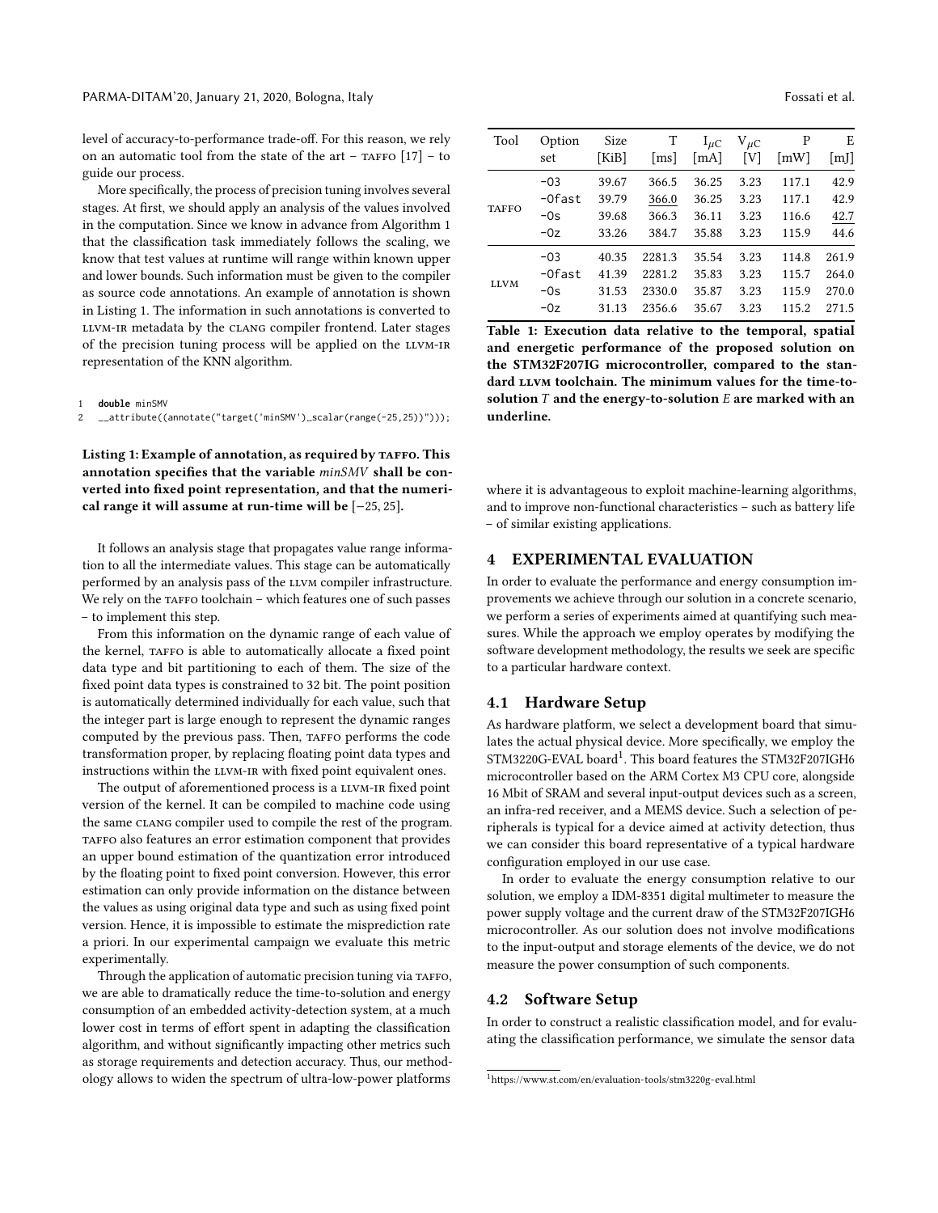level of accuracy-to-performance trade-off. For this reason, we rely on an automatic tool from the state of the art – TAFFO [17] – to guide our process.

More specifically, the process of precision tuning involves several stages. At first, we should apply an analysis of the values involved in the computation. Since we know in advance from Algorithm 1 that the classification task immediately follows the scaling, we know that test values at runtime will range within known upper and lower bounds. Such information must be given to the compiler as source code annotations. An example of annotation is shown in Listing 1. The information in such annotations is converted to LLVM-IR metadata by the CLANG compiler frontend. Later stages of the precision tuning process will be applied on the LLVM-IR representation of the KNN algorithm.

```
1   double minSMV
2   __attribute((annotate("target('minSMV')_scalar(range(-25,25))")));
```

**Listing 1: Example of annotation, as required by TAFFO. This annotation specifies that the variable *minSMV* shall be converted into fixed point representation, and that the numerical range it will assume at run-time will be $[-25, 25]$.**

It follows an analysis stage that propagates value range information to all the intermediate values. This stage can be automatically performed by an analysis pass of the LLVM compiler infrastructure. We rely on the TAFFO toolchain – which features one of such passes – to implement this step.

From this information on the dynamic range of each value of the kernel, TAFFO is able to automatically allocate a fixed point data type and bit partitioning to each of them. The size of the fixed point data types is constrained to 32 bit. The point position is automatically determined individually for each value, such that the integer part is large enough to represent the dynamic ranges computed by the previous pass. Then, TAFFO performs the code transformation proper, by replacing floating point data types and instructions within the LLVM-IR with fixed point equivalent ones.

The output of aforementioned process is a LLVM-IR fixed point version of the kernel. It can be compiled to machine code using the same CLANG compiler used to compile the rest of the program. TAFFO also features an error estimation component that provides an upper bound estimation of the quantization error introduced by the floating point to fixed point conversion. However, this error estimation can only provide information on the distance between the values as using original data type and such as using fixed point version. Hence, it is impossible to estimate the misprediction rate a priori. In our experimental campaign we evaluate this metric experimentally.

Through the application of automatic precision tuning via TAFFO, we are able to dramatically reduce the time-to-solution and energy consumption of an embedded activity-detection system, at a much lower cost in terms of effort spent in adapting the classification algorithm, and without significantly impacting other metrics such as storage requirements and detection accuracy. Thus, our methodology allows to widen the spectrum of ultra-low-power platforms where it is advantageous to exploit machine-learning algorithms, and to improve non-functional characteristics – such as battery life – of similar existing applications.

| Tool | Option set | Size [KiB] | T [ms] | $I_{\mu C}$ [mA] | $V_{\mu C}$ [V] | P [mW] | E [mJ] |
|---|---|---|---|---|---|---|---|
| TAFFO | -O3 | 39.67 | 366.5 | 36.25 | 3.23 | 117.1 | 42.9 |
| | -Ofast | 39.79 | <u>366.0</u> | 36.25 | 3.23 | 117.1 | 42.9 |
| | -Os | 39.68 | 366.3 | 36.11 | 3.23 | 116.6 | <u>42.7</u> |
| | -Oz | 33.26 | 384.7 | 35.88 | 3.23 | 115.9 | 44.6 |
| LLVM | -O3 | 40.35 | 2281.3 | 35.54 | 3.23 | 114.8 | 261.9 |
| | -Ofast | 41.39 | 2281.2 | 35.83 | 3.23 | 115.7 | 264.0 |
| | -Os | 31.53 | 2330.0 | 35.87 | 3.23 | 115.9 | 270.0 |
| | -Oz | 31.13 | 2356.6 | 35.67 | 3.23 | 115.2 | 271.5 |

**Table 1: Execution data relative to the temporal, spatial and energetic performance of the proposed solution on the STM32F207IG microcontroller, compared to the standard LLVM toolchain. The minimum values for the time-to-solution $T$ and the energy-to-solution $E$ are marked with an underline.**

## 4 EXPERIMENTAL EVALUATION

In order to evaluate the performance and energy consumption improvements we achieve through our solution in a concrete scenario, we perform a series of experiments aimed at quantifying such measures. While the approach we employ operates by modifying the software development methodology, the results we seek are specific to a particular hardware context.

### 4.1 Hardware Setup

As hardware platform, we select a development board that simulates the actual physical device. More specifically, we employ the STM3220G-EVAL board[1]. This board features the STM32F207IGH6 microcontroller based on the ARM Cortex M3 CPU core, alongside 16 Mbit of SRAM and several input-output devices such as a screen, an infra-red receiver, and a MEMS device. Such a selection of peripherals is typical for a device aimed at activity detection, thus we can consider this board representative of a typical hardware configuration employed in our use case.

In order to evaluate the energy consumption relative to our solution, we employ a IDM-8351 digital multimeter to measure the power supply voltage and the current draw of the STM32F207IGH6 microcontroller. As our solution does not involve modifications to the input-output and storage elements of the device, we do not measure the power consumption of such components.

### 4.2 Software Setup

In order to construct a realistic classification model, and for evaluating the classification performance, we simulate the sensor data

[1] https://www.st.com/en/evaluation-tools/stm3220g-eval.html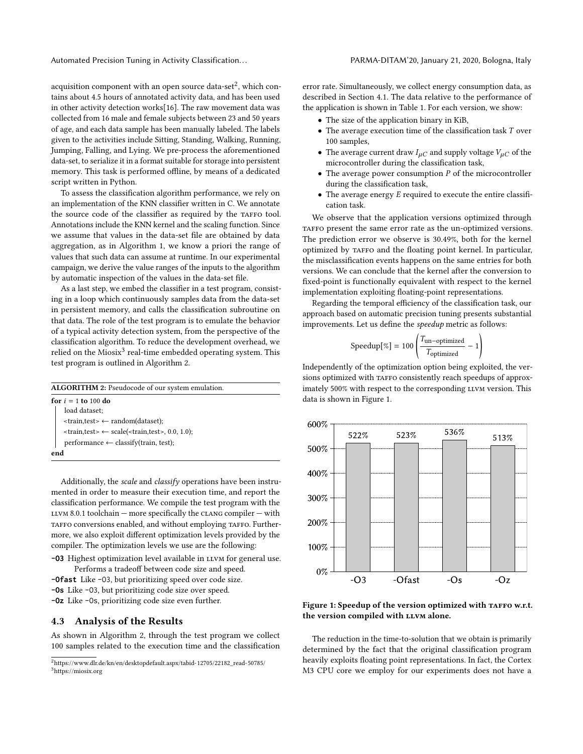acquisition component with an open source data-set[2], which contains about 4.5 hours of annotated activity data, and has been used in other activity detection works[16]. The raw movement data was collected from 16 male and female subjects between 23 and 50 years of age, and each data sample has been manually labeled. The labels given to the activities include Sitting, Standing, Walking, Running, Jumping, Falling, and Lying. We pre-process the aforementioned data-set, to serialize it in a format suitable for storage into persistent memory. This task is performed offline, by means of a dedicated script written in Python.

To assess the classification algorithm performance, we rely on an implementation of the KNN classifier written in C. We annotate the source code of the classifier as required by the TAFFO tool. Annotations include the KNN kernel and the scaling function. Since we assume that values in the data-set file are obtained by data aggregation, as in Algorithm 1, we know a priori the range of values that such data can assume at runtime. In our experimental campaign, we derive the value ranges of the inputs to the algorithm by automatic inspection of the values in the data-set file.

As a last step, we embed the classifier in a test program, consisting in a loop which continuously samples data from the data-set in persistent memory, and calls the classification subroutine on that data. The role of the test program is to emulate the behavior of a typical activity detection system, from the perspective of the classification algorithm. To reduce the development overhead, we relied on the Miosix[3] real-time embedded operating system. This test program is outlined in Algorithm 2.

**ALGORITHM 2:** Pseudocode of our system emulation.

```
for i = 1 to 100 do
    load dataset;
    <train,test> ← random(dataset);
    <train,test> ← scale(<train,test>, 0.0, 1.0);
    performance ← classify(train, test);
end
```

Additionally, the *scale* and *classify* operations have been instrumented in order to measure their execution time, and report the classification performance. We compile the test program with the LLVM 8.0.1 toolchain — more specifically the CLANG compiler — with TAFFO conversions enabled, and without employing TAFFO. Furthermore, we also exploit different optimization levels provided by the compiler. The optimization levels we use are the following:

- **-O3** Highest optimization level available in LLVM for general use. Performs a tradeoff between code size and speed.
- **-Ofast** Like -O3, but prioritizing speed over code size.
- **-Os** Like -O3, but prioritizing code size over speed.
- **-Oz** Like -Os, prioritizing code size even further.

### 4.3 Analysis of the Results

As shown in Algorithm 2, through the test program we collect 100 samples related to the execution time and the classification error rate. Simultaneously, we collect energy consumption data, as described in Section 4.1. The data relative to the performance of the application is shown in Table 1. For each version, we show:

- The size of the application binary in KiB,
- The average execution time of the classification task $T$ over 100 samples,
- The average current draw $I_{\mu C}$ and supply voltage $V_{\mu C}$ of the microcontroller during the classification task,
- The average power consumption $P$ of the microcontroller during the classification task,
- The average energy $E$ required to execute the entire classification task.

We observe that the application versions optimized through TAFFO present the same error rate as the un-optimized versions. The prediction error we observe is 30.49%, both for the kernel optimized by TAFFO and the floating point kernel. In particular, the misclassification events happens on the same entries for both versions. We can conclude that the kernel after the conversion to fixed-point is functionally equivalent with respect to the kernel implementation exploiting floating-point representations.

Regarding the temporal efficiency of the classification task, our approach based on automatic precision tuning presents substantial improvements. Let us define the *speedup* metric as follows:

$$\text{Speedup}[\%] = 100\left(\frac{T_{\text{un-optimized}}}{T_{\text{optimized}}} - 1\right)$$

Independently of the optimization option being exploited, the versions optimized with TAFFO consistently reach speedups of approximately 500% with respect to the corresponding LLVM version. This data is shown in Figure 1.

| Optimization level | Speedup |
|---|---|
| -O3 | 522% |
| -Ofast | 523% |
| -Os | 536% |
| -Oz | 513% |

**Figure 1: Speedup of the version optimized with TAFFO w.r.t. the version compiled with LLVM alone.**

The reduction in the time-to-solution that we obtain is primarily determined by the fact that the original classification program heavily exploits floating point representations. In fact, the Cortex M3 CPU core we employ for our experiments does not have a

[2] https://www.dlr.de/kn/en/desktopdefault.aspx/tabid-12705/22182_read-50785/

[3] https://miosix.org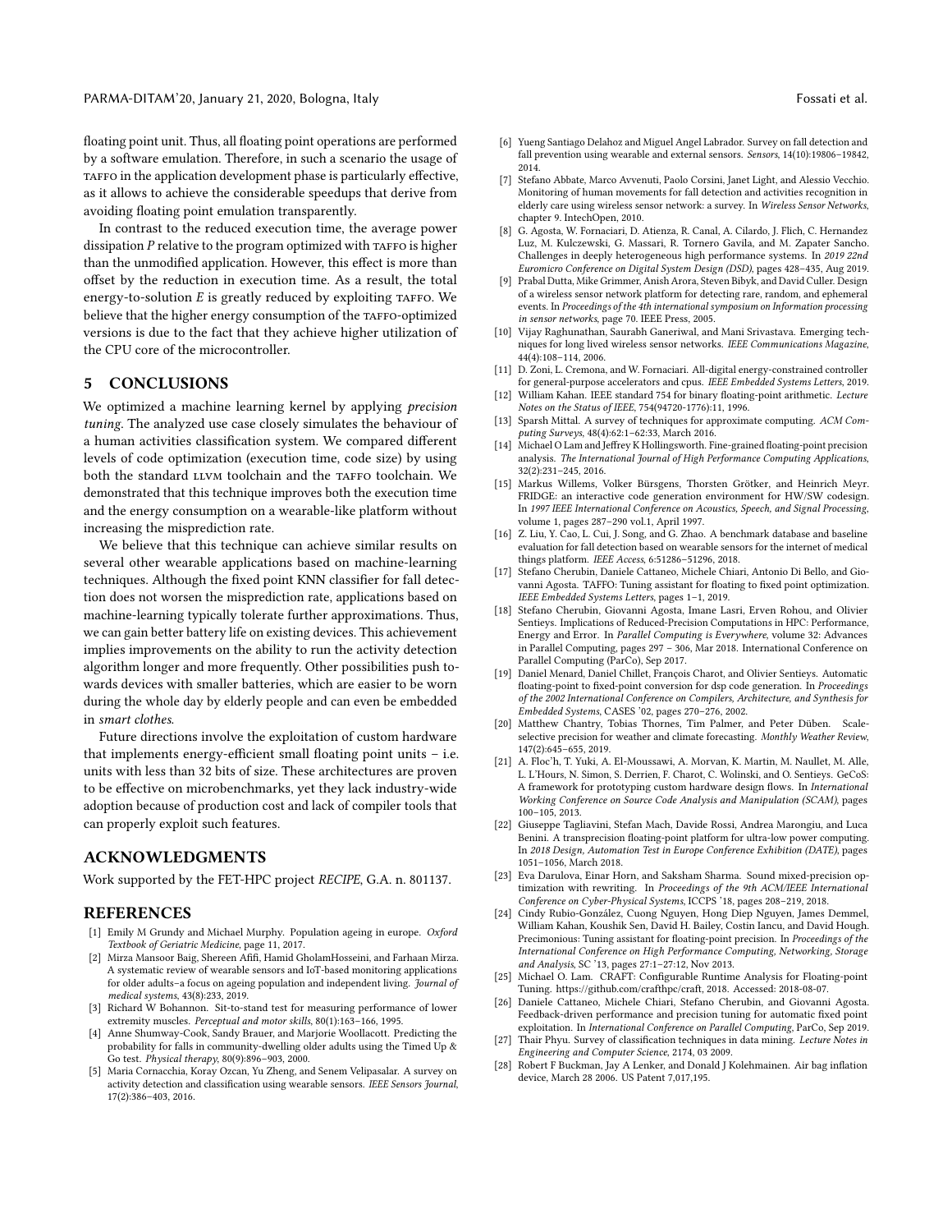floating point unit. Thus, all floating point operations are performed by a software emulation. Therefore, in such a scenario the usage of TAFFO in the application development phase is particularly effective, as it allows to achieve the considerable speedups that derive from avoiding floating point emulation transparently.

In contrast to the reduced execution time, the average power dissipation $P$ relative to the program optimized with TAFFO is higher than the unmodified application. However, this effect is more than offset by the reduction in execution time. As a result, the total energy-to-solution $E$ is greatly reduced by exploiting TAFFO. We believe that the higher energy consumption of the TAFFO-optimized versions is due to the fact that they achieve higher utilization of the CPU core of the microcontroller.

## 5 CONCLUSIONS

We optimized a machine learning kernel by applying *precision tuning*. The analyzed use case closely simulates the behaviour of a human activities classification system. We compared different levels of code optimization (execution time, code size) by using both the standard LLVM toolchain and the TAFFO toolchain. We demonstrated that this technique improves both the execution time and the energy consumption on a wearable-like platform without increasing the misprediction rate.

We believe that this technique can achieve similar results on several other wearable applications based on machine-learning techniques. Although the fixed point KNN classifier for fall detection does not worsen the misprediction rate, applications based on machine-learning typically tolerate further approximations. Thus, we can gain better battery life on existing devices. This achievement implies improvements on the ability to run the activity detection algorithm longer and more frequently. Other possibilities push towards devices with smaller batteries, which are easier to be worn during the whole day by elderly people and can even be embedded in *smart clothes*.

Future directions involve the exploitation of custom hardware that implements energy-efficient small floating point units – i.e. units with less than 32 bits of size. These architectures are proven to be effective on microbenchmarks, yet they lack industry-wide adoption because of production cost and lack of compiler tools that can properly exploit such features.

## ACKNOWLEDGMENTS

Work supported by the FET-HPC project *RECIPE*, G.A. n. 801137.

## REFERENCES

[1] Emily M Grundy and Michael Murphy. Population ageing in europe. *Oxford Textbook of Geriatric Medicine*, page 11, 2017.

[2] Mirza Mansoor Baig, Shereen Afifi, Hamid GholamHosseini, and Farhaan Mirza. A systematic review of wearable sensors and IoT-based monitoring applications for older adults–a focus on ageing population and independent living. *Journal of medical systems*, 43(8):233, 2019.

[3] Richard W Bohannon. Sit-to-stand test for measuring performance of lower extremity muscles. *Perceptual and motor skills*, 80(1):163–166, 1995.

[4] Anne Shumway-Cook, Sandy Brauer, and Marjorie Woollacott. Predicting the probability for falls in community-dwelling older adults using the Timed Up & Go test. *Physical therapy*, 80(9):896–903, 2000.

[5] Maria Cornacchia, Koray Ozcan, Yu Zheng, and Senem Velipasalar. A survey on activity detection and classification using wearable sensors. *IEEE Sensors Journal*, 17(2):386–403, 2016.

[6] Yueng Santiago Delahoz and Miguel Angel Labrador. Survey on fall detection and fall prevention using wearable and external sensors. *Sensors*, 14(10):19806–19842, 2014.

[7] Stefano Abbate, Marco Avvenuti, Paolo Corsini, Janet Light, and Alessio Vecchio. Monitoring of human movements for fall detection and activities recognition in elderly care using wireless sensor network: a survey. In *Wireless Sensor Networks*, chapter 9. IntechOpen, 2010.

[8] G. Agosta, W. Fornaciari, D. Atienza, R. Canal, A. Cilardo, J. Flich, C. Hernandez Luz, M. Kulczewski, G. Massari, R. Tornero Gavila, and M. Zapater Sancho. Challenges in deeply heterogeneous high performance systems. In *2019 22nd Euromicro Conference on Digital System Design (DSD)*, pages 428–435, Aug 2019.

[9] Prabal Dutta, Mike Grimmer, Anish Arora, Steven Bibyk, and David Culler. Design of a wireless sensor network platform for detecting rare, random, and ephemeral events. In *Proceedings of the 4th international symposium on Information processing in sensor networks*, page 70. IEEE Press, 2005.

[10] Vijay Raghunathan, Saurabh Ganeriwal, and Mani Srivastava. Emerging techniques for long lived wireless sensor networks. *IEEE Communications Magazine*, 44(4):108–114, 2006.

[11] D. Zoni, L. Cremona, and W. Fornaciari. All-digital energy-constrained controller for general-purpose accelerators and cpus. *IEEE Embedded Systems Letters*, 2019.

[12] William Kahan. IEEE standard 754 for binary floating-point arithmetic. *Lecture Notes on the Status of IEEE*, 754(94720-1776):11, 1996.

[13] Sparsh Mittal. A survey of techniques for approximate computing. *ACM Computing Surveys*, 48(4):62:1–62:33, March 2016.

[14] Michael O Lam and Jeffrey K Hollingsworth. Fine-grained floating-point precision analysis. *The International Journal of High Performance Computing Applications*, 32(2):231–245, 2016.

[15] Markus Willems, Volker Bürsgens, Thorsten Grötker, and Heinrich Meyr. FRIDGE: an interactive code generation environment for HW/SW codesign. In *1997 IEEE International Conference on Acoustics, Speech, and Signal Processing*, volume 1, pages 287–290 vol.1, April 1997.

[16] Z. Liu, Y. Cao, L. Cui, J. Song, and G. Zhao. A benchmark database and baseline evaluation for fall detection based on wearable sensors for the internet of medical things platform. *IEEE Access*, 6:51286–51296, 2018.

[17] Stefano Cherubin, Daniele Cattaneo, Michele Chiari, Antonio Di Bello, and Giovanni Agosta. TAFFO: Tuning assistant for floating to fixed point optimization. *IEEE Embedded Systems Letters*, pages 1–1, 2019.

[18] Stefano Cherubin, Giovanni Agosta, Imane Lasri, Erven Rohou, and Olivier Sentieys. Implications of Reduced-Precision Computations in HPC: Performance, Energy and Error. In *Parallel Computing is Everywhere*, volume 32: Advances in Parallel Computing, pages 297 – 306, Mar 2018. International Conference on Parallel Computing (ParCo), Sep 2017.

[19] Daniel Menard, Daniel Chillet, François Charot, and Olivier Sentieys. Automatic floating-point to fixed-point conversion for dsp code generation. In *Proceedings of the 2002 International Conference on Compilers, Architecture, and Synthesis for Embedded Systems*, CASES '02, pages 270–276, 2002.

[20] Matthew Chantry, Tobias Thornes, Tim Palmer, and Peter Düben. Scale-selective precision for weather and climate forecasting. *Monthly Weather Review*, 147(2):645–655, 2019.

[21] A. Floc'h, T. Yuki, A. El-Moussawi, A. Morvan, K. Martin, M. Naullet, M. Alle, L. L'Hours, N. Simon, S. Derrien, F. Charot, C. Wolinski, and O. Sentieys. GeCoS: A framework for prototyping custom hardware design flows. In *International Working Conference on Source Code Analysis and Manipulation (SCAM)*, pages 100–105, 2013.

[22] Giuseppe Tagliavini, Stefan Mach, Davide Rossi, Andrea Marongiu, and Luca Benini. A transprecision floating-point platform for ultra-low power computing. In *2018 Design, Automation Test in Europe Conference Exhibition (DATE)*, pages 1051–1056, March 2018.

[23] Eva Darulova, Einar Horn, and Saksham Sharma. Sound mixed-precision optimization with rewriting. In *Proceedings of the 9th ACM/IEEE International Conference on Cyber-Physical Systems*, ICCPS '18, pages 208–219, 2018.

[24] Cindy Rubio-González, Cuong Nguyen, Hong Diep Nguyen, James Demmel, William Kahan, Koushik Sen, David H. Bailey, Costin Iancu, and David Hough. Precimonious: Tuning assistant for floating-point precision. In *Proceedings of the International Conference on High Performance Computing, Networking, Storage and Analysis*, SC '13, pages 27:1–27:12, Nov 2013.

[25] Michael O. Lam. CRAFT: Configurable Runtime Analysis for Floating-point Tuning. https://github.com/crafthpc/craft, 2018. Accessed: 2018-08-07.

[26] Daniele Cattaneo, Michele Chiari, Stefano Cherubin, and Giovanni Agosta. Feedback-driven performance and precision tuning for automatic fixed point exploitation. In *International Conference on Parallel Computing*, ParCo, Sep 2019.

[27] Thair Phyu. Survey of classification techniques in data mining. *Lecture Notes in Engineering and Computer Science*, 2174, 03 2009.

[28] Robert F Buckman, Jay A Lenker, and Donald J Kolehmainen. Air bag inflation device, March 28 2006. US Patent 7,017,195.